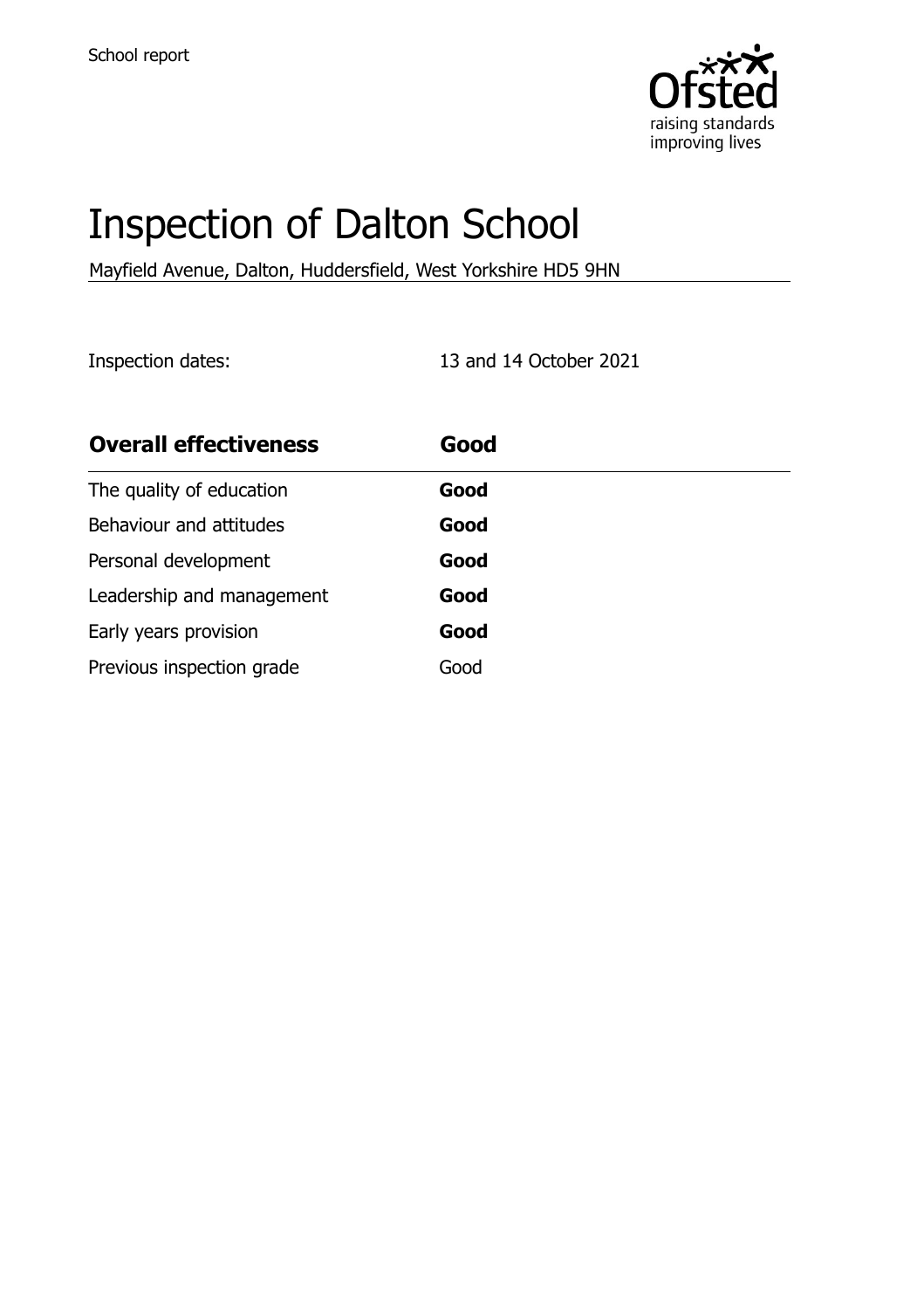School report

# Inspection of Dalton School

Mayfield Avenue, Dalton, Huddersfield, West Yorkshire HD5 9HN

Inspection dates: 13 and 14 October 2021

| **Overall effectiveness** | **Good** |
| --- | --- |
| The quality of education | **Good** |
| Behaviour and attitudes | **Good** |
| Personal development | **Good** |
| Leadership and management | **Good** |
| Early years provision | **Good** |
| Previous inspection grade | Good |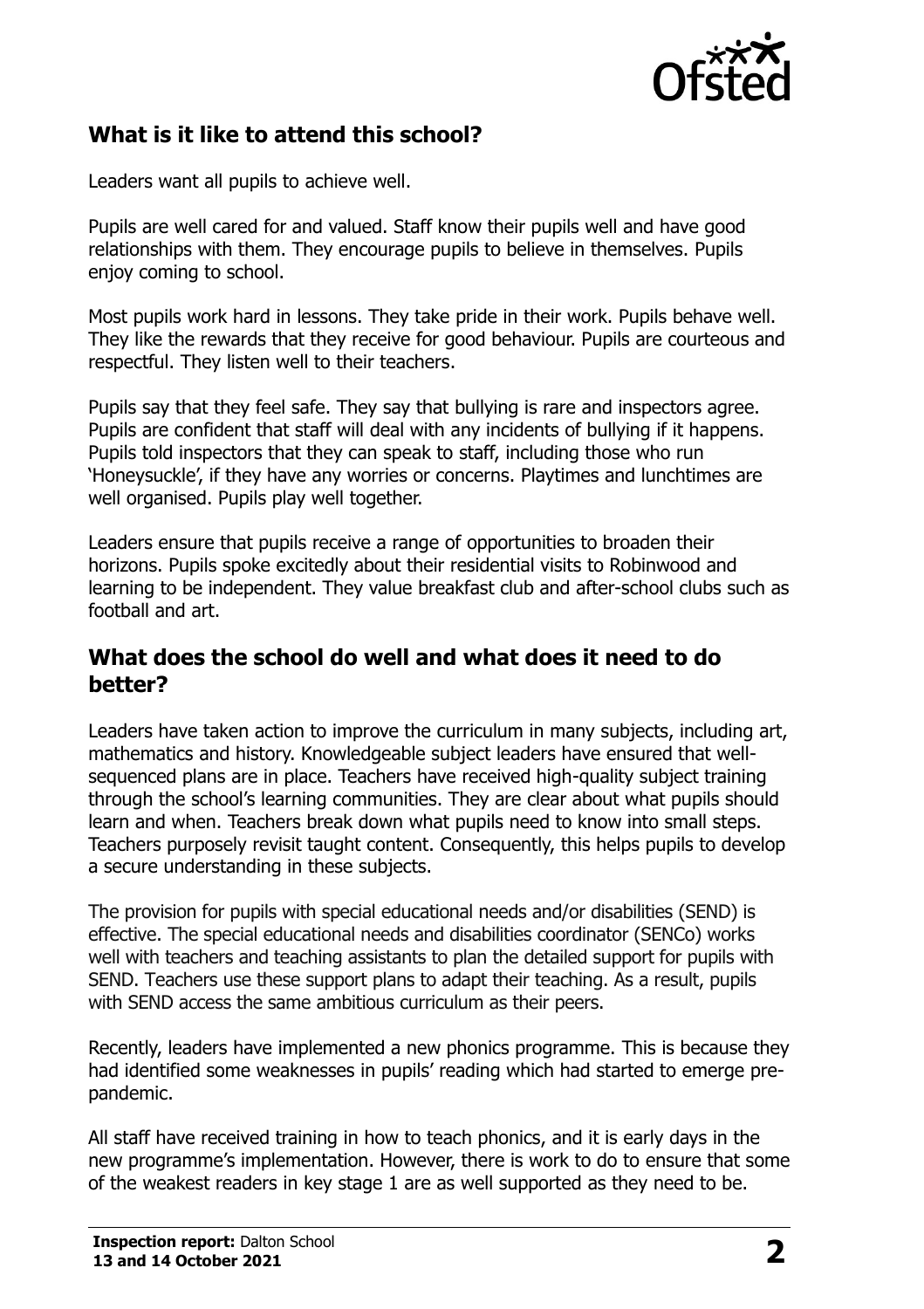## What is it like to attend this school?

Leaders want all pupils to achieve well.

Pupils are well cared for and valued. Staff know their pupils well and have good relationships with them. They encourage pupils to believe in themselves. Pupils enjoy coming to school.

Most pupils work hard in lessons. They take pride in their work. Pupils behave well. They like the rewards that they receive for good behaviour. Pupils are courteous and respectful. They listen well to their teachers.

Pupils say that they feel safe. They say that bullying is rare and inspectors agree. Pupils are confident that staff will deal with any incidents of bullying if it happens. Pupils told inspectors that they can speak to staff, including those who run 'Honeysuckle', if they have any worries or concerns. Playtimes and lunchtimes are well organised. Pupils play well together.

Leaders ensure that pupils receive a range of opportunities to broaden their horizons. Pupils spoke excitedly about their residential visits to Robinwood and learning to be independent. They value breakfast club and after-school clubs such as football and art.

## What does the school do well and what does it need to do better?

Leaders have taken action to improve the curriculum in many subjects, including art, mathematics and history. Knowledgeable subject leaders have ensured that well-sequenced plans are in place. Teachers have received high-quality subject training through the school's learning communities. They are clear about what pupils should learn and when. Teachers break down what pupils need to know into small steps. Teachers purposely revisit taught content. Consequently, this helps pupils to develop a secure understanding in these subjects.

The provision for pupils with special educational needs and/or disabilities (SEND) is effective. The special educational needs and disabilities coordinator (SENCo) works well with teachers and teaching assistants to plan the detailed support for pupils with SEND. Teachers use these support plans to adapt their teaching. As a result, pupils with SEND access the same ambitious curriculum as their peers.

Recently, leaders have implemented a new phonics programme. This is because they had identified some weaknesses in pupils' reading which had started to emerge pre-pandemic.

All staff have received training in how to teach phonics, and it is early days in the new programme's implementation. However, there is work to do to ensure that some of the weakest readers in key stage 1 are as well supported as they need to be.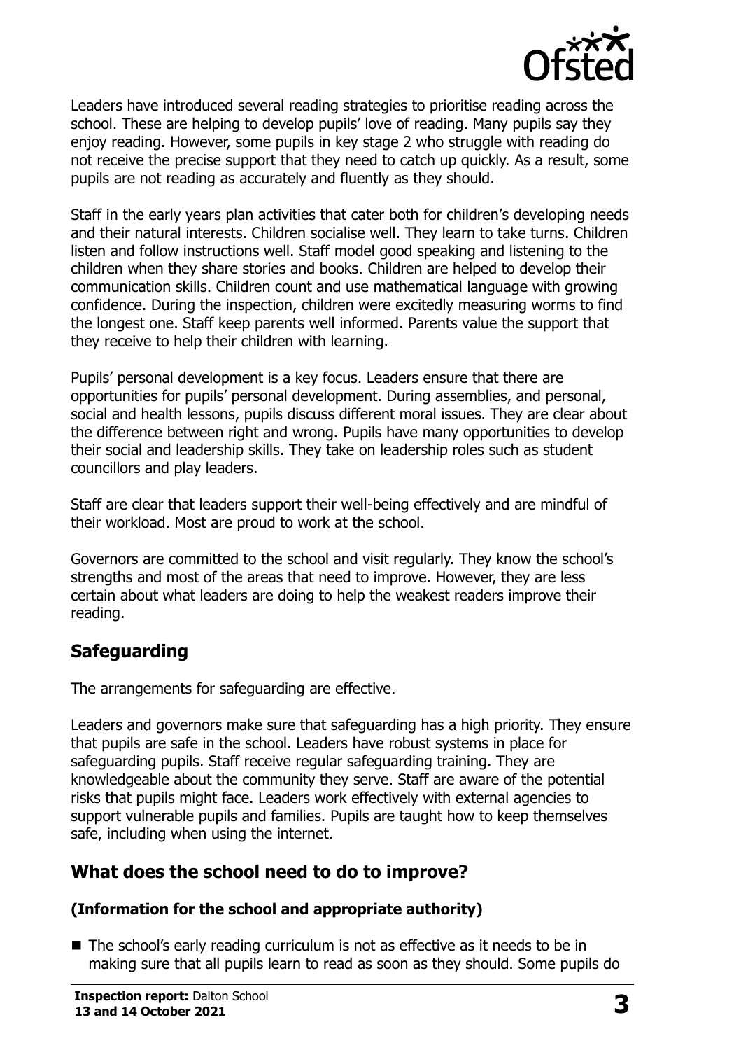Leaders have introduced several reading strategies to prioritise reading across the school. These are helping to develop pupils' love of reading. Many pupils say they enjoy reading. However, some pupils in key stage 2 who struggle with reading do not receive the precise support that they need to catch up quickly. As a result, some pupils are not reading as accurately and fluently as they should.

Staff in the early years plan activities that cater both for children's developing needs and their natural interests. Children socialise well. They learn to take turns. Children listen and follow instructions well. Staff model good speaking and listening to the children when they share stories and books. Children are helped to develop their communication skills. Children count and use mathematical language with growing confidence. During the inspection, children were excitedly measuring worms to find the longest one. Staff keep parents well informed. Parents value the support that they receive to help their children with learning.

Pupils' personal development is a key focus. Leaders ensure that there are opportunities for pupils' personal development. During assemblies, and personal, social and health lessons, pupils discuss different moral issues. They are clear about the difference between right and wrong. Pupils have many opportunities to develop their social and leadership skills. They take on leadership roles such as student councillors and play leaders.

Staff are clear that leaders support their well-being effectively and are mindful of their workload. Most are proud to work at the school.

Governors are committed to the school and visit regularly. They know the school's strengths and most of the areas that need to improve. However, they are less certain about what leaders are doing to help the weakest readers improve their reading.

## Safeguarding

The arrangements for safeguarding are effective.

Leaders and governors make sure that safeguarding has a high priority. They ensure that pupils are safe in the school. Leaders have robust systems in place for safeguarding pupils. Staff receive regular safeguarding training. They are knowledgeable about the community they serve. Staff are aware of the potential risks that pupils might face. Leaders work effectively with external agencies to support vulnerable pupils and families. Pupils are taught how to keep themselves safe, including when using the internet.

## What does the school need to do to improve?

### (Information for the school and appropriate authority)

- The school's early reading curriculum is not as effective as it needs to be in making sure that all pupils learn to read as soon as they should. Some pupils do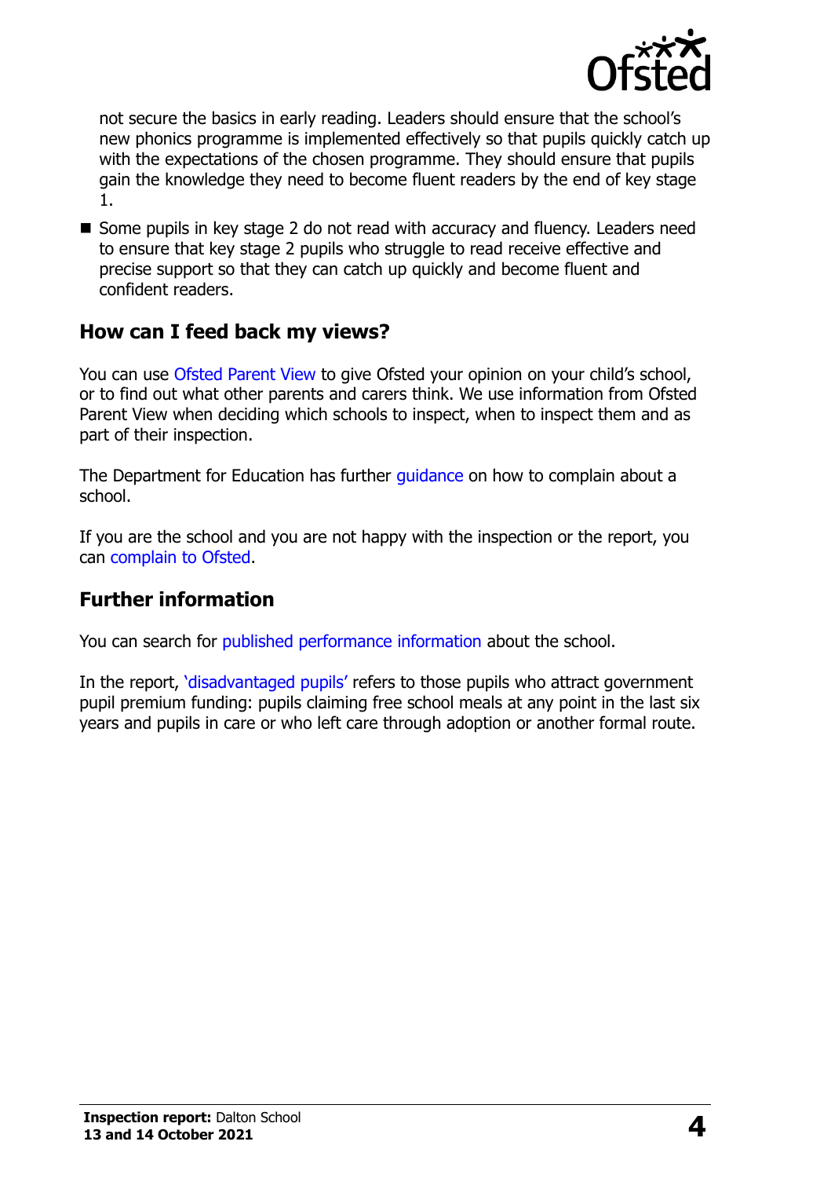not secure the basics in early reading. Leaders should ensure that the school's new phonics programme is implemented effectively so that pupils quickly catch up with the expectations of the chosen programme. They should ensure that pupils gain the knowledge they need to become fluent readers by the end of key stage 1.

- Some pupils in key stage 2 do not read with accuracy and fluency. Leaders need to ensure that key stage 2 pupils who struggle to read receive effective and precise support so that they can catch up quickly and become fluent and confident readers.

## How can I feed back my views?

You can use Ofsted Parent View to give Ofsted your opinion on your child's school, or to find out what other parents and carers think. We use information from Ofsted Parent View when deciding which schools to inspect, when to inspect them and as part of their inspection.

The Department for Education has further guidance on how to complain about a school.

If you are the school and you are not happy with the inspection or the report, you can complain to Ofsted.

## Further information

You can search for published performance information about the school.

In the report, 'disadvantaged pupils' refers to those pupils who attract government pupil premium funding: pupils claiming free school meals at any point in the last six years and pupils in care or who left care through adoption or another formal route.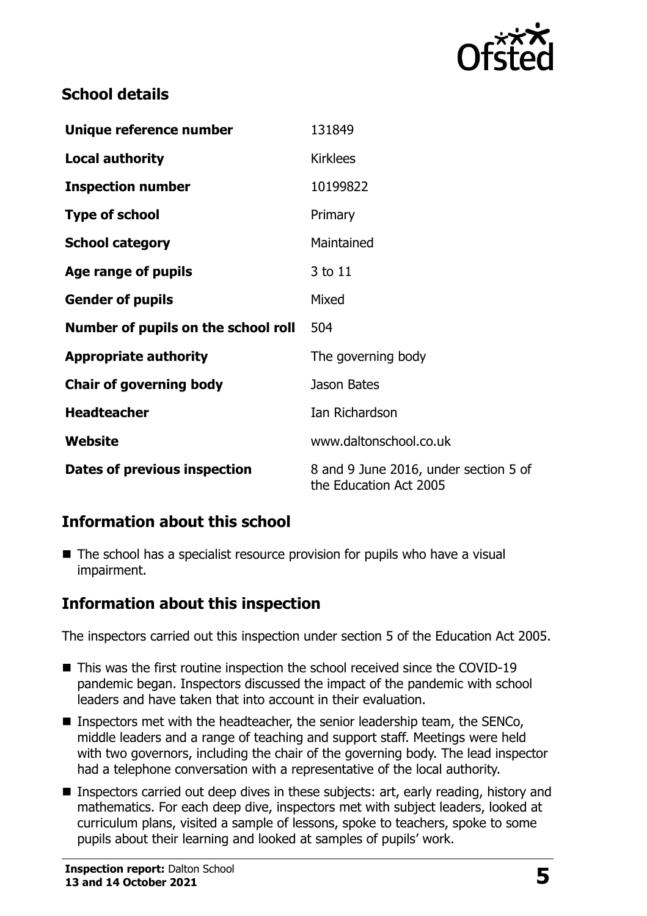## School details

| | |
|---|---|
| **Unique reference number** | 131849 |
| **Local authority** | Kirklees |
| **Inspection number** | 10199822 |
| **Type of school** | Primary |
| **School category** | Maintained |
| **Age range of pupils** | 3 to 11 |
| **Gender of pupils** | Mixed |
| **Number of pupils on the school roll** | 504 |
| **Appropriate authority** | The governing body |
| **Chair of governing body** | Jason Bates |
| **Headteacher** | Ian Richardson |
| **Website** | www.daltonschool.co.uk |
| **Dates of previous inspection** | 8 and 9 June 2016, under section 5 of the Education Act 2005 |

## Information about this school

- The school has a specialist resource provision for pupils who have a visual impairment.

## Information about this inspection

The inspectors carried out this inspection under section 5 of the Education Act 2005.

- This was the first routine inspection the school received since the COVID-19 pandemic began. Inspectors discussed the impact of the pandemic with school leaders and have taken that into account in their evaluation.
- Inspectors met with the headteacher, the senior leadership team, the SENCo, middle leaders and a range of teaching and support staff. Meetings were held with two governors, including the chair of the governing body. The lead inspector had a telephone conversation with a representative of the local authority.
- Inspectors carried out deep dives in these subjects: art, early reading, history and mathematics. For each deep dive, inspectors met with subject leaders, looked at curriculum plans, visited a sample of lessons, spoke to teachers, spoke to some pupils about their learning and looked at samples of pupils' work.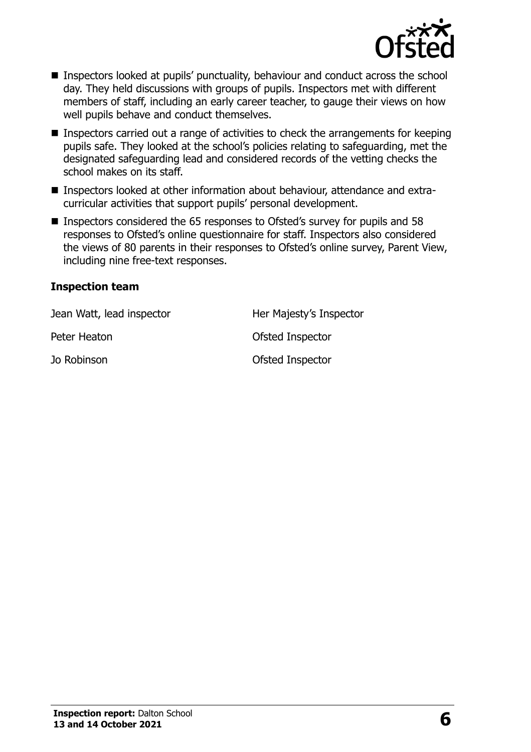- Inspectors looked at pupils' punctuality, behaviour and conduct across the school day. They held discussions with groups of pupils. Inspectors met with different members of staff, including an early career teacher, to gauge their views on how well pupils behave and conduct themselves.
- Inspectors carried out a range of activities to check the arrangements for keeping pupils safe. They looked at the school's policies relating to safeguarding, met the designated safeguarding lead and considered records of the vetting checks the school makes on its staff.
- Inspectors looked at other information about behaviour, attendance and extra-curricular activities that support pupils' personal development.
- Inspectors considered the 65 responses to Ofsted's survey for pupils and 58 responses to Ofsted's online questionnaire for staff. Inspectors also considered the views of 80 parents in their responses to Ofsted's online survey, Parent View, including nine free-text responses.

### Inspection team

| | |
|---|---|
| Jean Watt, lead inspector | Her Majesty's Inspector |
| Peter Heaton | Ofsted Inspector |
| Jo Robinson | Ofsted Inspector |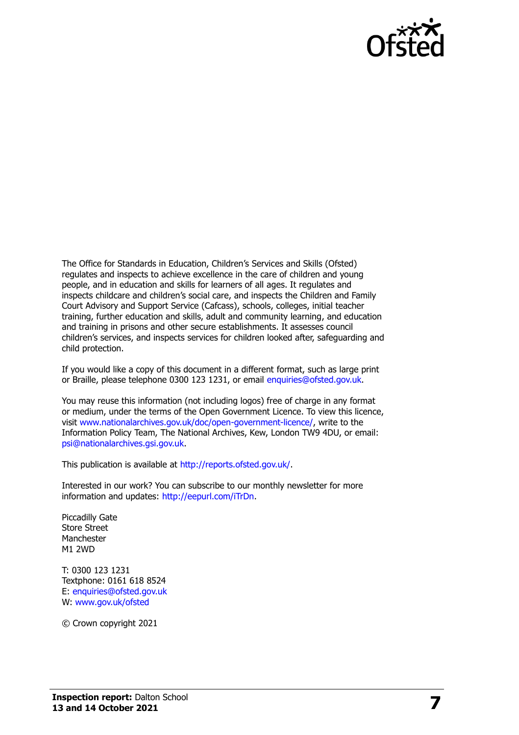The Office for Standards in Education, Children's Services and Skills (Ofsted) regulates and inspects to achieve excellence in the care of children and young people, and in education and skills for learners of all ages. It regulates and inspects childcare and children's social care, and inspects the Children and Family Court Advisory and Support Service (Cafcass), schools, colleges, initial teacher training, further education and skills, adult and community learning, and education and training in prisons and other secure establishments. It assesses council children's services, and inspects services for children looked after, safeguarding and child protection.

If you would like a copy of this document in a different format, such as large print or Braille, please telephone 0300 123 1231, or email enquiries@ofsted.gov.uk.

You may reuse this information (not including logos) free of charge in any format or medium, under the terms of the Open Government Licence. To view this licence, visit www.nationalarchives.gov.uk/doc/open-government-licence/, write to the Information Policy Team, The National Archives, Kew, London TW9 4DU, or email: psi@nationalarchives.gsi.gov.uk.

This publication is available at http://reports.ofsted.gov.uk/.

Interested in our work? You can subscribe to our monthly newsletter for more information and updates: http://eepurl.com/iTrDn.

Piccadilly Gate
Store Street
Manchester
M1 2WD

T: 0300 123 1231
Textphone: 0161 618 8524
E: enquiries@ofsted.gov.uk
W: www.gov.uk/ofsted

© Crown copyright 2021